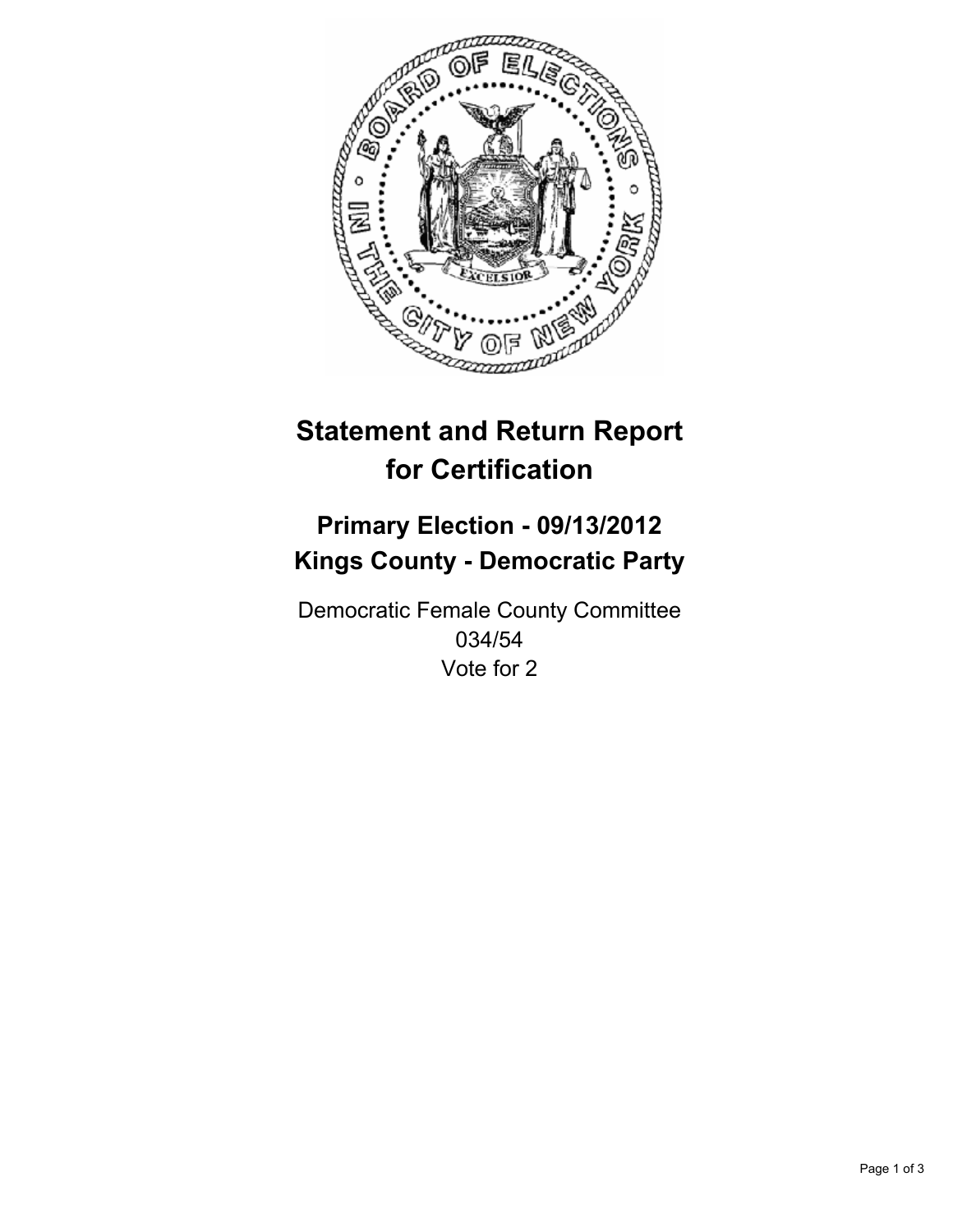# Statement and Return Report for Certification

## Primary Election - 09/13/2012
## Kings County - Democratic Party

Democratic Female County Committee
034/54
Vote for 2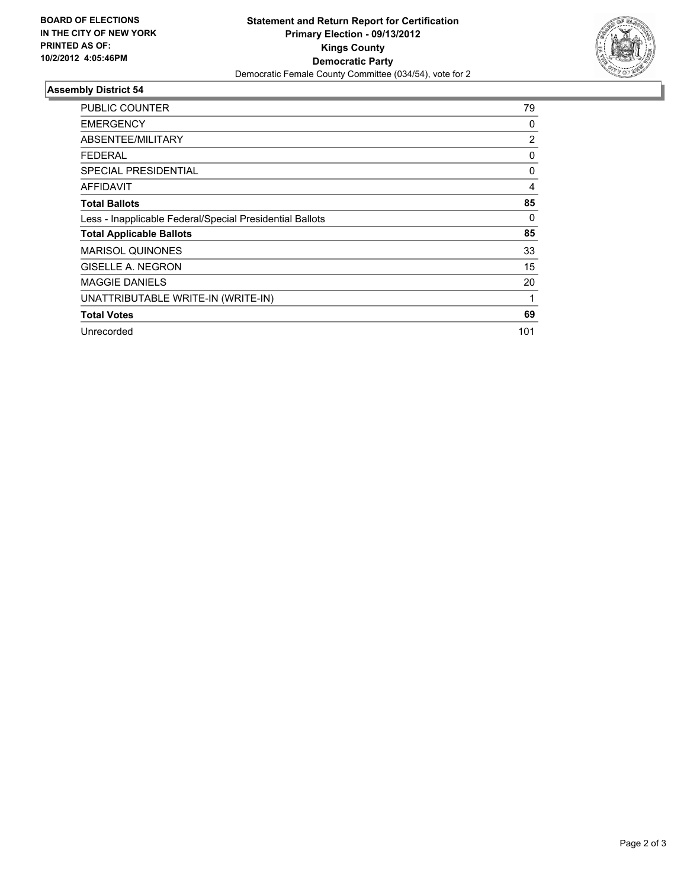**BOARD OF ELECTIONS IN THE CITY OF NEW YORK PRINTED AS OF: 10/2/2012 4:05:46PM**

# Statement and Return Report for Certification
## Primary Election - 09/13/2012
## Kings County
## Democratic Party

Democratic Female County Committee (034/54), vote for 2

### Assembly District 54

| | |
|---|---|
| PUBLIC COUNTER | 79 |
| EMERGENCY | 0 |
| ABSENTEE/MILITARY | 2 |
| FEDERAL | 0 |
| SPECIAL PRESIDENTIAL | 0 |
| AFFIDAVIT | 4 |
| **Total Ballots** | **85** |
| Less - Inapplicable Federal/Special Presidential Ballots | 0 |
| **Total Applicable Ballots** | **85** |
| MARISOL QUINONES | 33 |
| GISELLE A. NEGRON | 15 |
| MAGGIE DANIELS | 20 |
| UNATTRIBUTABLE WRITE-IN (WRITE-IN) | 1 |
| **Total Votes** | **69** |
| Unrecorded | 101 |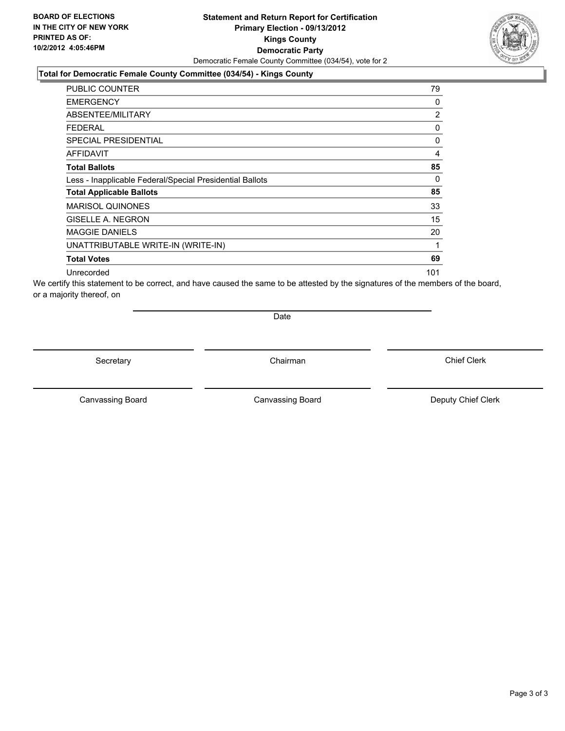**BOARD OF ELECTIONS IN THE CITY OF NEW YORK PRINTED AS OF: 10/2/2012 4:05:46PM**

**Statement and Return Report for Certification**
**Primary Election - 09/13/2012**
**Kings County**
**Democratic Party**
Democratic Female County Committee (034/54), vote for 2

**Total for Democratic Female County Committee (034/54) - Kings County**

| | |
|---|---|
| PUBLIC COUNTER | 79 |
| EMERGENCY | 0 |
| ABSENTEE/MILITARY | 2 |
| FEDERAL | 0 |
| SPECIAL PRESIDENTIAL | 0 |
| AFFIDAVIT | 4 |
| **Total Ballots** | **85** |
| Less - Inapplicable Federal/Special Presidential Ballots | 0 |
| **Total Applicable Ballots** | **85** |
| MARISOL QUINONES | 33 |
| GISELLE A. NEGRON | 15 |
| MAGGIE DANIELS | 20 |
| UNATTRIBUTABLE WRITE-IN (WRITE-IN) | 1 |
| **Total Votes** | **69** |
| Unrecorded | 101 |

We certify this statement to be correct, and have caused the same to be attested by the signatures of the members of the board, or a majority thereof, on

Date

Secretary

Chairman

Chief Clerk

Canvassing Board

Canvassing Board

Deputy Chief Clerk